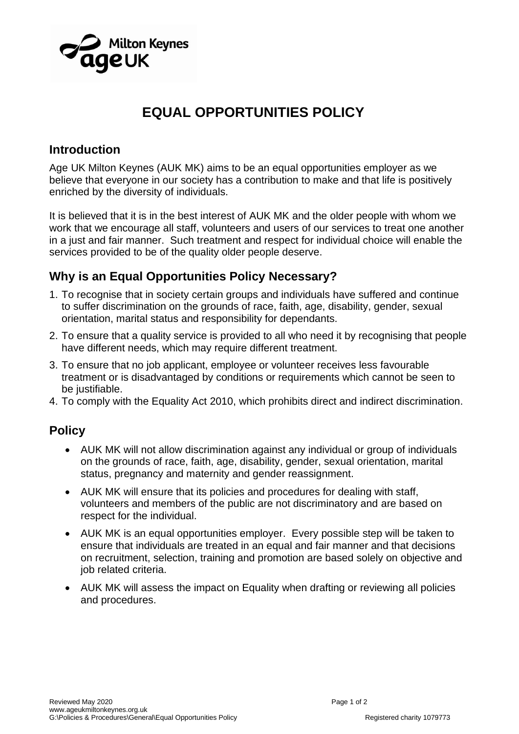# EQUAL OPPORTUNITIES POLICY

## Introduction

Age UK Milton Keynes (AUK MK) aims to be an equal opportunities employer as we believe that everyone in our society has a contribution to make and that life is positively enriched by the diversity of individuals.

It is believed that it is in the best interest of AUK MK and the older people with whom we work that we encourage all staff, volunteers and users of our services to treat one another in a just and fair manner. Such treatment and respect for individual choice will enable the services provided to be of the quality older people deserve.

## Why is an Equal Opportunities Policy Necessary?

1. To recognise that in society certain groups and individuals have suffered and continue to suffer discrimination on the grounds of race, faith, age, disability, gender, sexual orientation, marital status and responsibility for dependants.
2. To ensure that a quality service is provided to all who need it by recognising that people have different needs, which may require different treatment.
3. To ensure that no job applicant, employee or volunteer receives less favourable treatment or is disadvantaged by conditions or requirements which cannot be seen to be justifiable.
4. To comply with the Equality Act 2010, which prohibits direct and indirect discrimination.

## Policy

- AUK MK will not allow discrimination against any individual or group of individuals on the grounds of race, faith, age, disability, gender, sexual orientation, marital status, pregnancy and maternity and gender reassignment.
- AUK MK will ensure that its policies and procedures for dealing with staff, volunteers and members of the public are not discriminatory and are based on respect for the individual.
- AUK MK is an equal opportunities employer. Every possible step will be taken to ensure that individuals are treated in an equal and fair manner and that decisions on recruitment, selection, training and promotion are based solely on objective and job related criteria.
- AUK MK will assess the impact on Equality when drafting or reviewing all policies and procedures.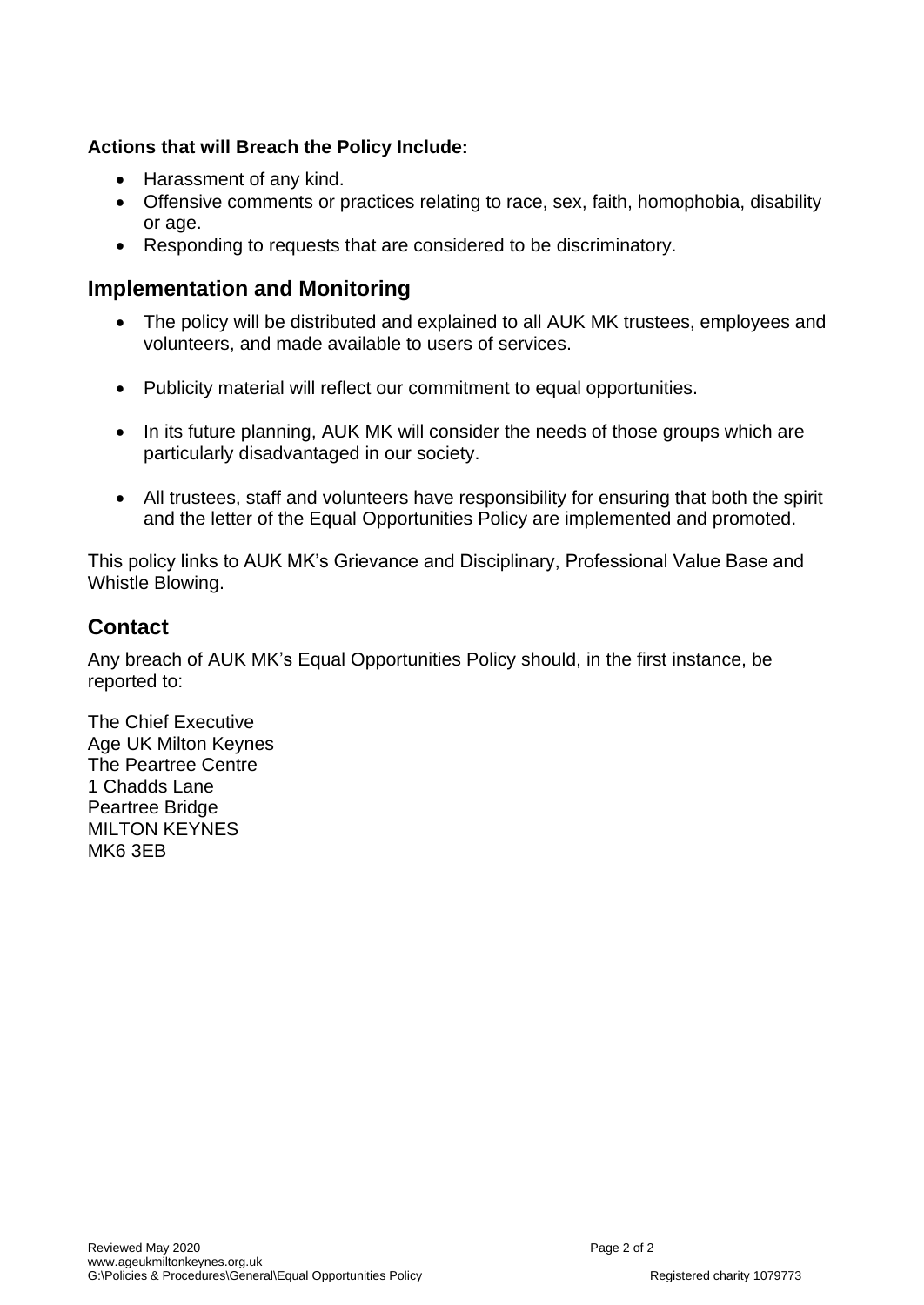**Actions that will Breach the Policy Include:**

- Harassment of any kind.
- Offensive comments or practices relating to race, sex, faith, homophobia, disability or age.
- Responding to requests that are considered to be discriminatory.

## Implementation and Monitoring

- The policy will be distributed and explained to all AUK MK trustees, employees and volunteers, and made available to users of services.
- Publicity material will reflect our commitment to equal opportunities.
- In its future planning, AUK MK will consider the needs of those groups which are particularly disadvantaged in our society.
- All trustees, staff and volunteers have responsibility for ensuring that both the spirit and the letter of the Equal Opportunities Policy are implemented and promoted.

This policy links to AUK MK's Grievance and Disciplinary, Professional Value Base and Whistle Blowing.

## Contact

Any breach of AUK MK's Equal Opportunities Policy should, in the first instance, be reported to:

The Chief Executive
Age UK Milton Keynes
The Peartree Centre
1 Chadds Lane
Peartree Bridge
MILTON KEYNES
MK6 3EB